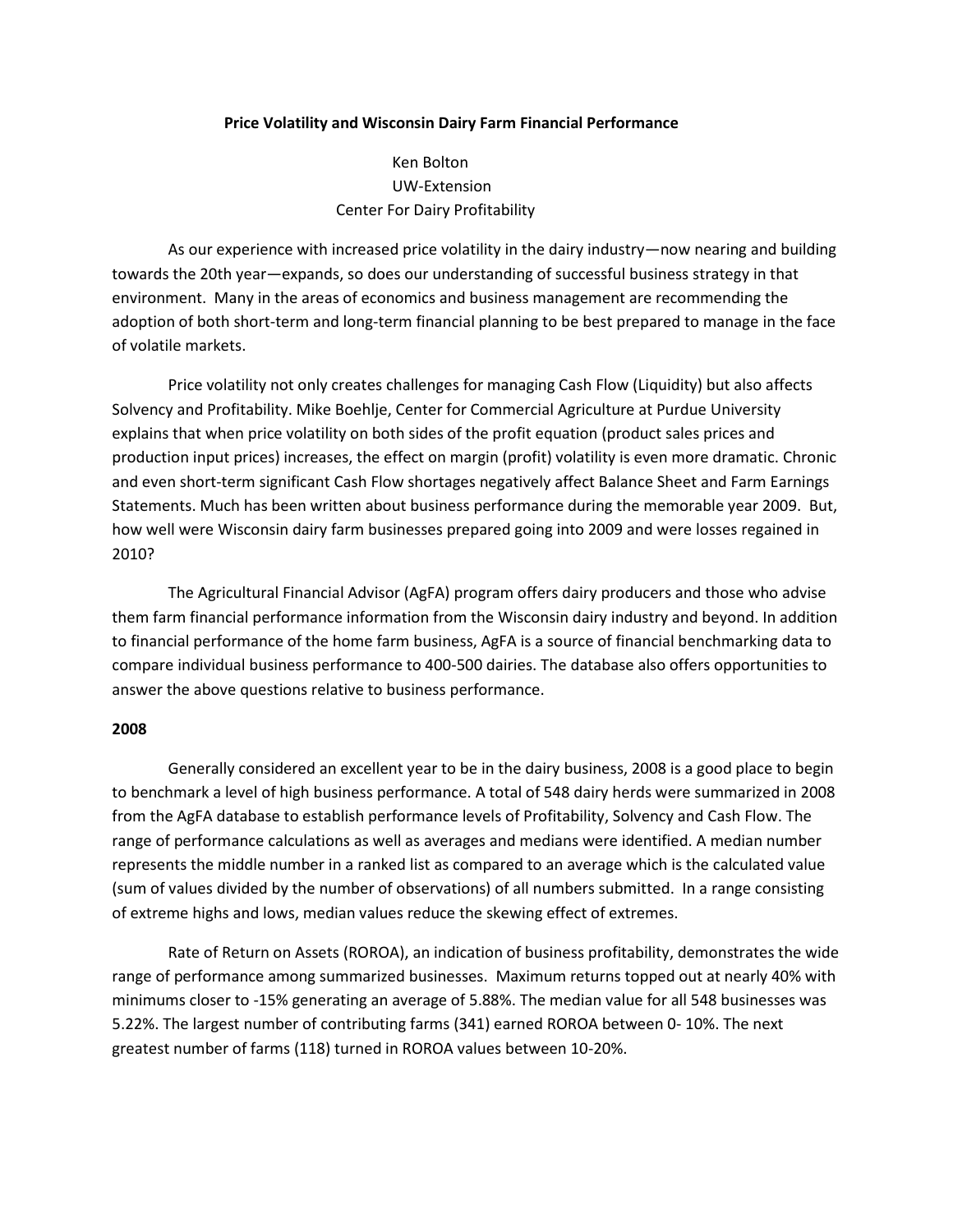# Price Volatility and Wisconsin Dairy Farm Financial Performance

Ken Bolton
UW-Extension
Center For Dairy Profitability

As our experience with increased price volatility in the dairy industry—now nearing and building towards the 20th year—expands, so does our understanding of successful business strategy in that environment. Many in the areas of economics and business management are recommending the adoption of both short-term and long-term financial planning to be best prepared to manage in the face of volatile markets.

Price volatility not only creates challenges for managing Cash Flow (Liquidity) but also affects Solvency and Profitability. Mike Boehlje, Center for Commercial Agriculture at Purdue University explains that when price volatility on both sides of the profit equation (product sales prices and production input prices) increases, the effect on margin (profit) volatility is even more dramatic. Chronic and even short-term significant Cash Flow shortages negatively affect Balance Sheet and Farm Earnings Statements. Much has been written about business performance during the memorable year 2009. But, how well were Wisconsin dairy farm businesses prepared going into 2009 and were losses regained in 2010?

The Agricultural Financial Advisor (AgFA) program offers dairy producers and those who advise them farm financial performance information from the Wisconsin dairy industry and beyond. In addition to financial performance of the home farm business, AgFA is a source of financial benchmarking data to compare individual business performance to 400-500 dairies. The database also offers opportunities to answer the above questions relative to business performance.

## 2008

Generally considered an excellent year to be in the dairy business, 2008 is a good place to begin to benchmark a level of high business performance. A total of 548 dairy herds were summarized in 2008 from the AgFA database to establish performance levels of Profitability, Solvency and Cash Flow. The range of performance calculations as well as averages and medians were identified. A median number represents the middle number in a ranked list as compared to an average which is the calculated value (sum of values divided by the number of observations) of all numbers submitted. In a range consisting of extreme highs and lows, median values reduce the skewing effect of extremes.

Rate of Return on Assets (ROROA), an indication of business profitability, demonstrates the wide range of performance among summarized businesses. Maximum returns topped out at nearly 40% with minimums closer to -15% generating an average of 5.88%. The median value for all 548 businesses was 5.22%. The largest number of contributing farms (341) earned ROROA between 0- 10%. The next greatest number of farms (118) turned in ROROA values between 10-20%.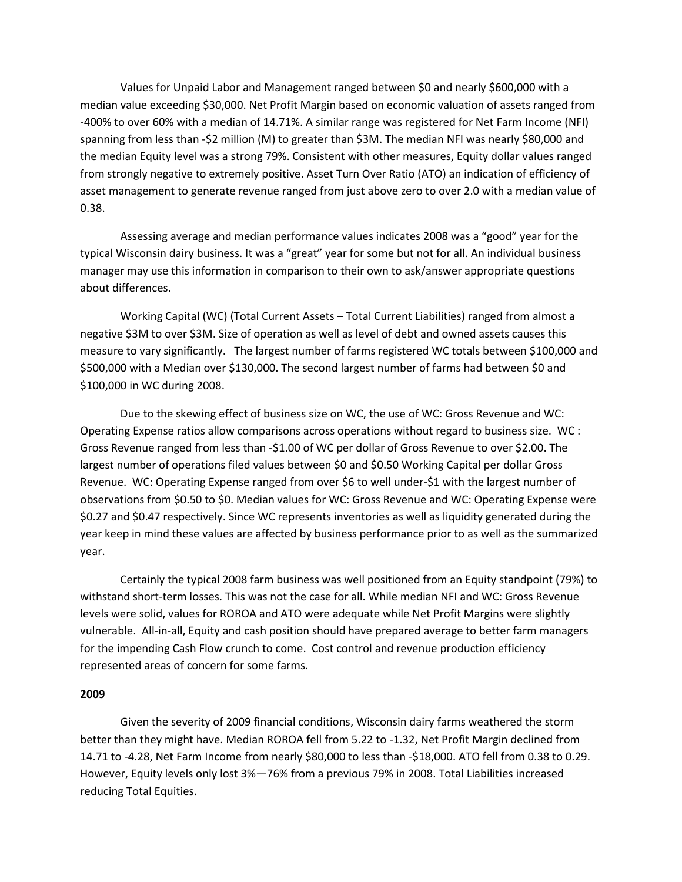Values for Unpaid Labor and Management ranged between $0 and nearly $600,000 with a median value exceeding $30,000. Net Profit Margin based on economic valuation of assets ranged from -400% to over 60% with a median of 14.71%. A similar range was registered for Net Farm Income (NFI) spanning from less than -$2 million (M) to greater than $3M. The median NFI was nearly $80,000 and the median Equity level was a strong 79%. Consistent with other measures, Equity dollar values ranged from strongly negative to extremely positive. Asset Turn Over Ratio (ATO) an indication of efficiency of asset management to generate revenue ranged from just above zero to over 2.0 with a median value of 0.38.

Assessing average and median performance values indicates 2008 was a "good" year for the typical Wisconsin dairy business. It was a "great" year for some but not for all. An individual business manager may use this information in comparison to their own to ask/answer appropriate questions about differences.

Working Capital (WC) (Total Current Assets – Total Current Liabilities) ranged from almost a negative $3M to over $3M. Size of operation as well as level of debt and owned assets causes this measure to vary significantly. The largest number of farms registered WC totals between $100,000 and $500,000 with a Median over $130,000. The second largest number of farms had between $0 and $100,000 in WC during 2008.

Due to the skewing effect of business size on WC, the use of WC: Gross Revenue and WC: Operating Expense ratios allow comparisons across operations without regard to business size. WC : Gross Revenue ranged from less than -$1.00 of WC per dollar of Gross Revenue to over $2.00. The largest number of operations filed values between $0 and $0.50 Working Capital per dollar Gross Revenue. WC: Operating Expense ranged from over $6 to well under-$1 with the largest number of observations from $0.50 to $0. Median values for WC: Gross Revenue and WC: Operating Expense were $0.27 and $0.47 respectively. Since WC represents inventories as well as liquidity generated during the year keep in mind these values are affected by business performance prior to as well as the summarized year.

Certainly the typical 2008 farm business was well positioned from an Equity standpoint (79%) to withstand short-term losses. This was not the case for all. While median NFI and WC: Gross Revenue levels were solid, values for ROROA and ATO were adequate while Net Profit Margins were slightly vulnerable. All-in-all, Equity and cash position should have prepared average to better farm managers for the impending Cash Flow crunch to come. Cost control and revenue production efficiency represented areas of concern for some farms.

**2009**

Given the severity of 2009 financial conditions, Wisconsin dairy farms weathered the storm better than they might have. Median ROROA fell from 5.22 to -1.32, Net Profit Margin declined from 14.71 to -4.28, Net Farm Income from nearly $80,000 to less than -$18,000. ATO fell from 0.38 to 0.29. However, Equity levels only lost 3%—76% from a previous 79% in 2008. Total Liabilities increased reducing Total Equities.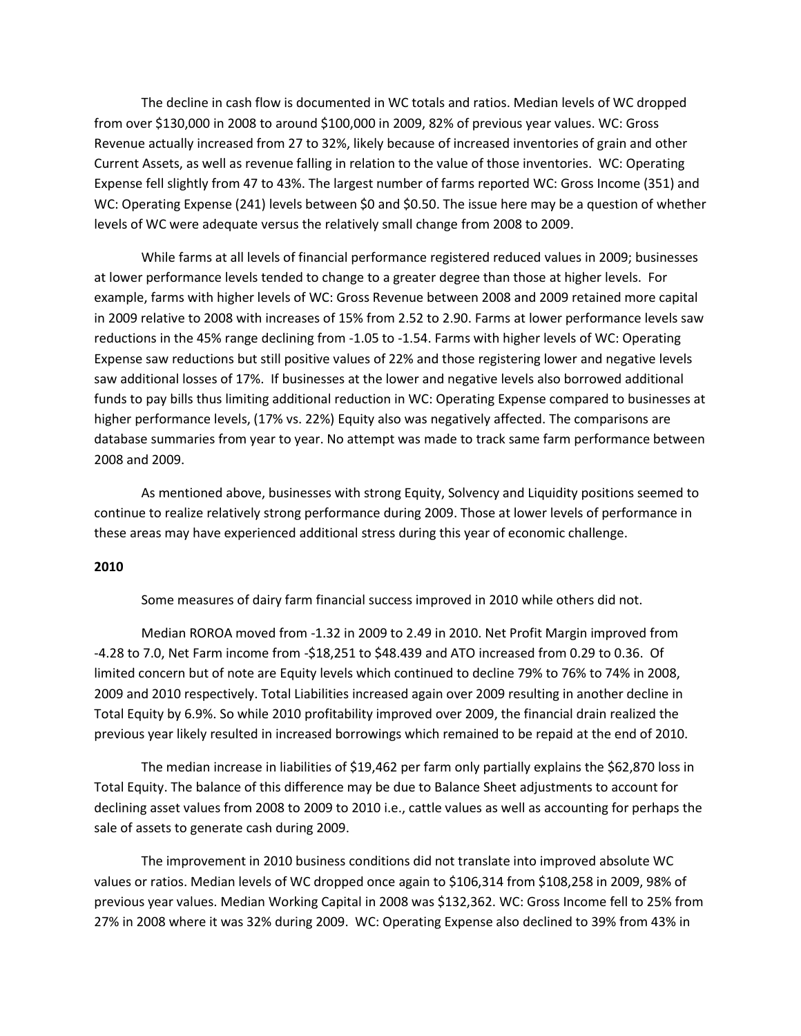The decline in cash flow is documented in WC totals and ratios. Median levels of WC dropped from over $130,000 in 2008 to around $100,000 in 2009, 82% of previous year values. WC: Gross Revenue actually increased from 27 to 32%, likely because of increased inventories of grain and other Current Assets, as well as revenue falling in relation to the value of those inventories. WC: Operating Expense fell slightly from 47 to 43%. The largest number of farms reported WC: Gross Income (351) and WC: Operating Expense (241) levels between $0 and $0.50. The issue here may be a question of whether levels of WC were adequate versus the relatively small change from 2008 to 2009.

While farms at all levels of financial performance registered reduced values in 2009; businesses at lower performance levels tended to change to a greater degree than those at higher levels. For example, farms with higher levels of WC: Gross Revenue between 2008 and 2009 retained more capital in 2009 relative to 2008 with increases of 15% from 2.52 to 2.90. Farms at lower performance levels saw reductions in the 45% range declining from -1.05 to -1.54. Farms with higher levels of WC: Operating Expense saw reductions but still positive values of 22% and those registering lower and negative levels saw additional losses of 17%. If businesses at the lower and negative levels also borrowed additional funds to pay bills thus limiting additional reduction in WC: Operating Expense compared to businesses at higher performance levels, (17% vs. 22%) Equity also was negatively affected. The comparisons are database summaries from year to year. No attempt was made to track same farm performance between 2008 and 2009.

As mentioned above, businesses with strong Equity, Solvency and Liquidity positions seemed to continue to realize relatively strong performance during 2009. Those at lower levels of performance in these areas may have experienced additional stress during this year of economic challenge.

**2010**

Some measures of dairy farm financial success improved in 2010 while others did not.

Median ROROA moved from -1.32 in 2009 to 2.49 in 2010. Net Profit Margin improved from -4.28 to 7.0, Net Farm income from -$18,251 to $48.439 and ATO increased from 0.29 to 0.36. Of limited concern but of note are Equity levels which continued to decline 79% to 76% to 74% in 2008, 2009 and 2010 respectively. Total Liabilities increased again over 2009 resulting in another decline in Total Equity by 6.9%. So while 2010 profitability improved over 2009, the financial drain realized the previous year likely resulted in increased borrowings which remained to be repaid at the end of 2010.

The median increase in liabilities of $19,462 per farm only partially explains the $62,870 loss in Total Equity. The balance of this difference may be due to Balance Sheet adjustments to account for declining asset values from 2008 to 2009 to 2010 i.e., cattle values as well as accounting for perhaps the sale of assets to generate cash during 2009.

The improvement in 2010 business conditions did not translate into improved absolute WC values or ratios. Median levels of WC dropped once again to $106,314 from $108,258 in 2009, 98% of previous year values. Median Working Capital in 2008 was $132,362. WC: Gross Income fell to 25% from 27% in 2008 where it was 32% during 2009. WC: Operating Expense also declined to 39% from 43% in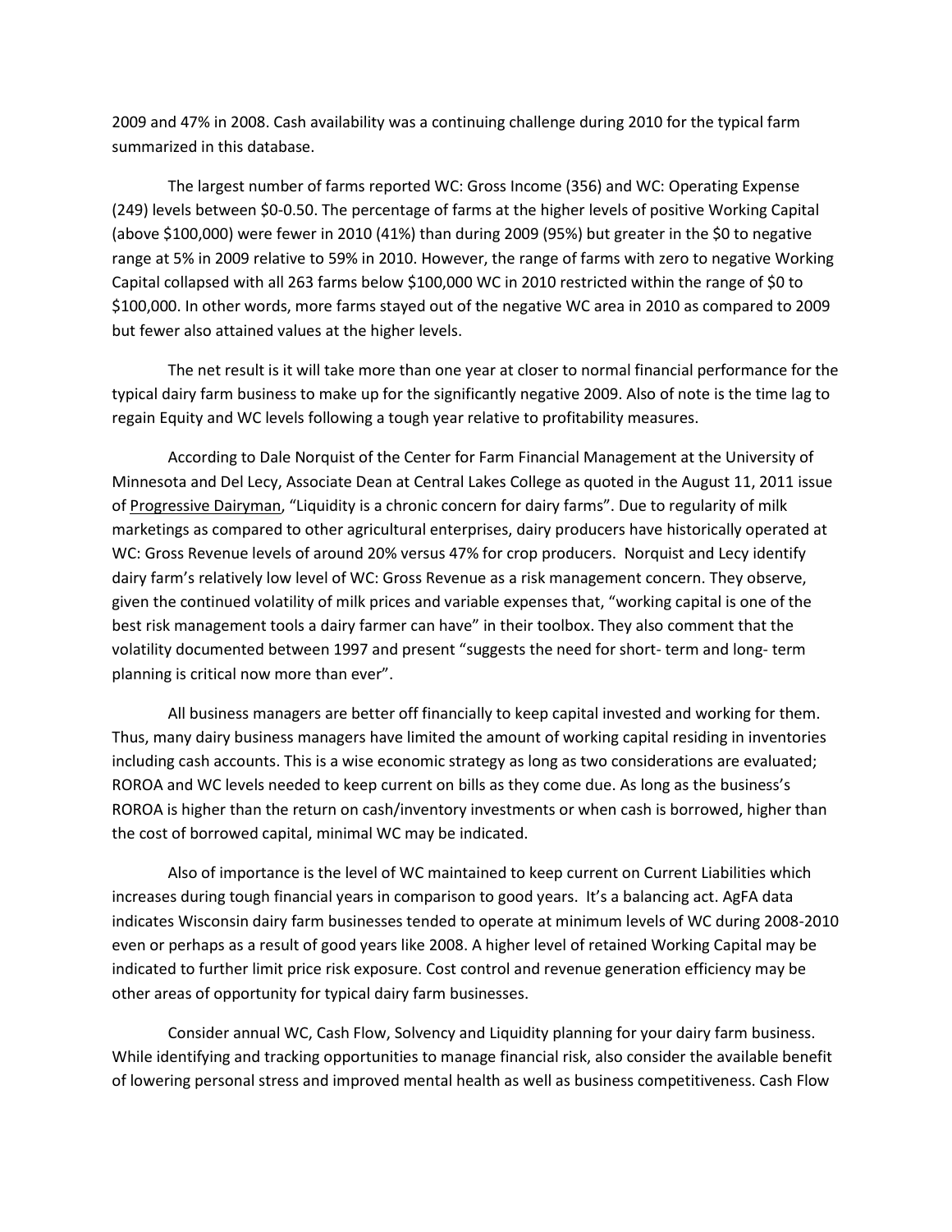2009 and 47% in 2008. Cash availability was a continuing challenge during 2010 for the typical farm summarized in this database.

The largest number of farms reported WC: Gross Income (356) and WC: Operating Expense (249) levels between $0-0.50. The percentage of farms at the higher levels of positive Working Capital (above $100,000) were fewer in 2010 (41%) than during 2009 (95%) but greater in the $0 to negative range at 5% in 2009 relative to 59% in 2010. However, the range of farms with zero to negative Working Capital collapsed with all 263 farms below $100,000 WC in 2010 restricted within the range of $0 to $100,000. In other words, more farms stayed out of the negative WC area in 2010 as compared to 2009 but fewer also attained values at the higher levels.

The net result is it will take more than one year at closer to normal financial performance for the typical dairy farm business to make up for the significantly negative 2009. Also of note is the time lag to regain Equity and WC levels following a tough year relative to profitability measures.

According to Dale Norquist of the Center for Farm Financial Management at the University of Minnesota and Del Lecy, Associate Dean at Central Lakes College as quoted in the August 11, 2011 issue of Progressive Dairyman, "Liquidity is a chronic concern for dairy farms". Due to regularity of milk marketings as compared to other agricultural enterprises, dairy producers have historically operated at WC: Gross Revenue levels of around 20% versus 47% for crop producers. Norquist and Lecy identify dairy farm's relatively low level of WC: Gross Revenue as a risk management concern. They observe, given the continued volatility of milk prices and variable expenses that, "working capital is one of the best risk management tools a dairy farmer can have" in their toolbox. They also comment that the volatility documented between 1997 and present "suggests the need for short- term and long- term planning is critical now more than ever".

All business managers are better off financially to keep capital invested and working for them. Thus, many dairy business managers have limited the amount of working capital residing in inventories including cash accounts. This is a wise economic strategy as long as two considerations are evaluated; ROROA and WC levels needed to keep current on bills as they come due. As long as the business's ROROA is higher than the return on cash/inventory investments or when cash is borrowed, higher than the cost of borrowed capital, minimal WC may be indicated.

Also of importance is the level of WC maintained to keep current on Current Liabilities which increases during tough financial years in comparison to good years. It's a balancing act. AgFA data indicates Wisconsin dairy farm businesses tended to operate at minimum levels of WC during 2008-2010 even or perhaps as a result of good years like 2008. A higher level of retained Working Capital may be indicated to further limit price risk exposure. Cost control and revenue generation efficiency may be other areas of opportunity for typical dairy farm businesses.

Consider annual WC, Cash Flow, Solvency and Liquidity planning for your dairy farm business. While identifying and tracking opportunities to manage financial risk, also consider the available benefit of lowering personal stress and improved mental health as well as business competitiveness. Cash Flow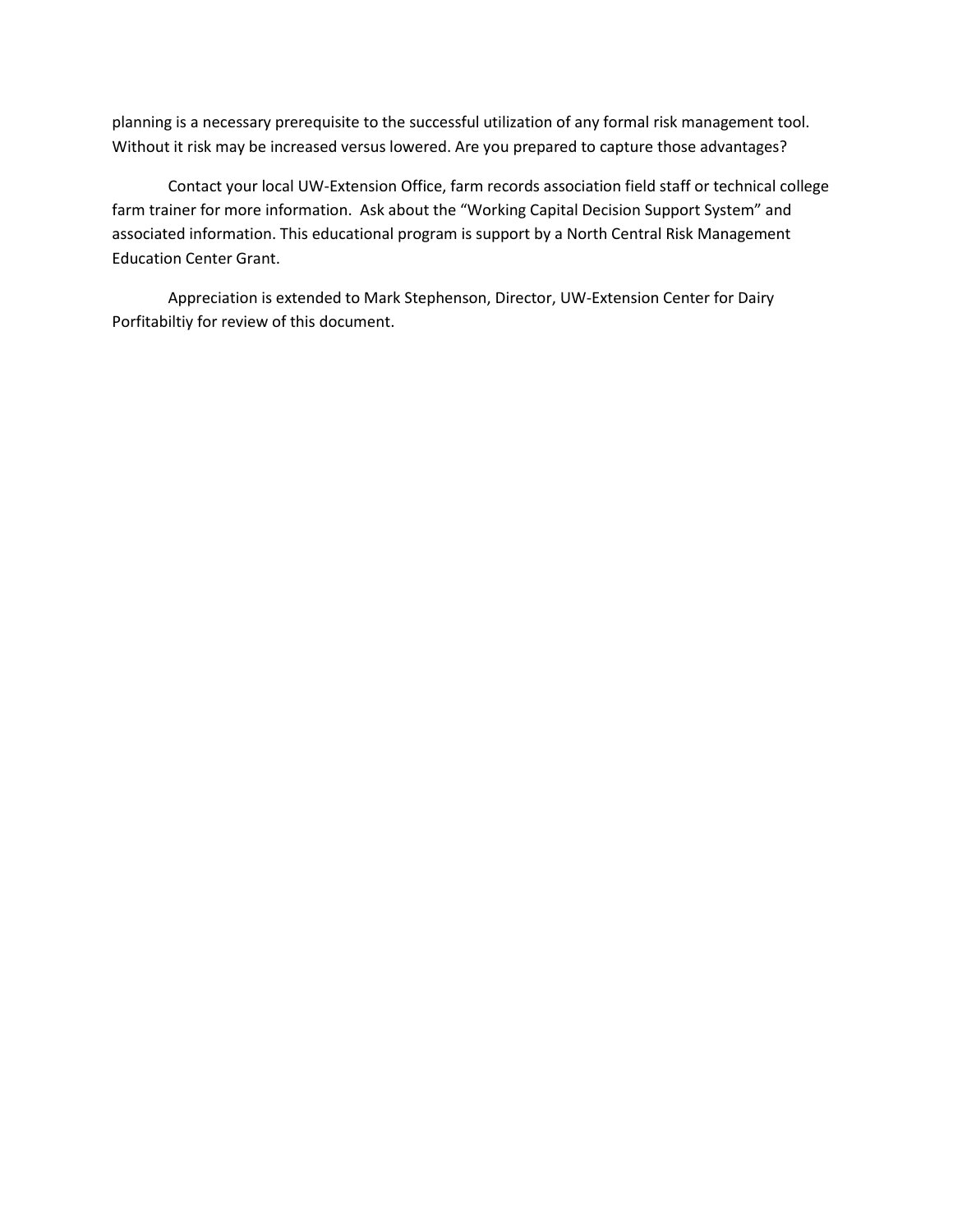planning is a necessary prerequisite to the successful utilization of any formal risk management tool. Without it risk may be increased versus lowered. Are you prepared to capture those advantages?

Contact your local UW-Extension Office, farm records association field staff or technical college farm trainer for more information. Ask about the "Working Capital Decision Support System" and associated information. This educational program is support by a North Central Risk Management Education Center Grant.

Appreciation is extended to Mark Stephenson, Director, UW-Extension Center for Dairy Porfitabiltiy for review of this document.